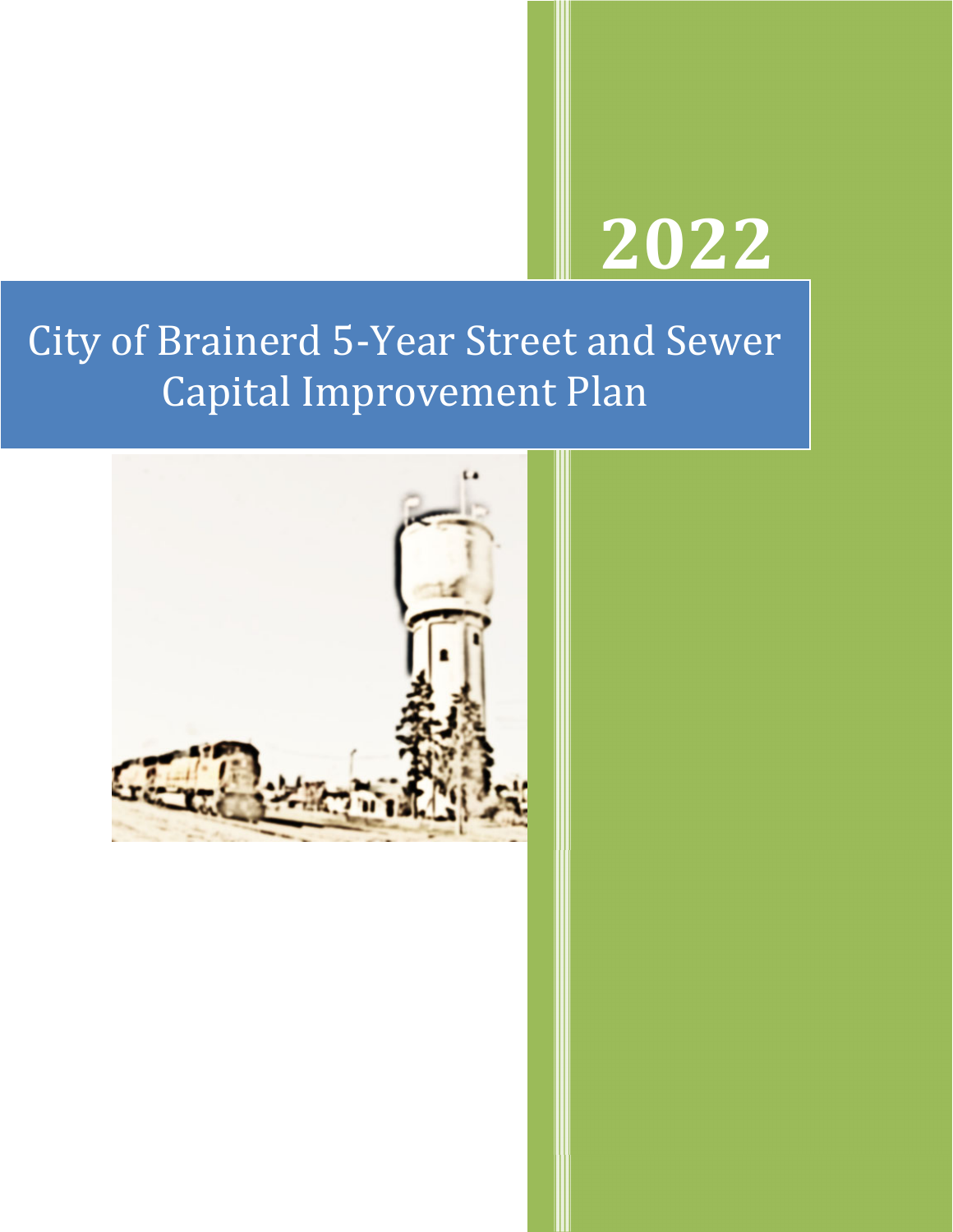# 2022

# City of Brainerd 5-Year Street and Sewer Capital Improvement Plan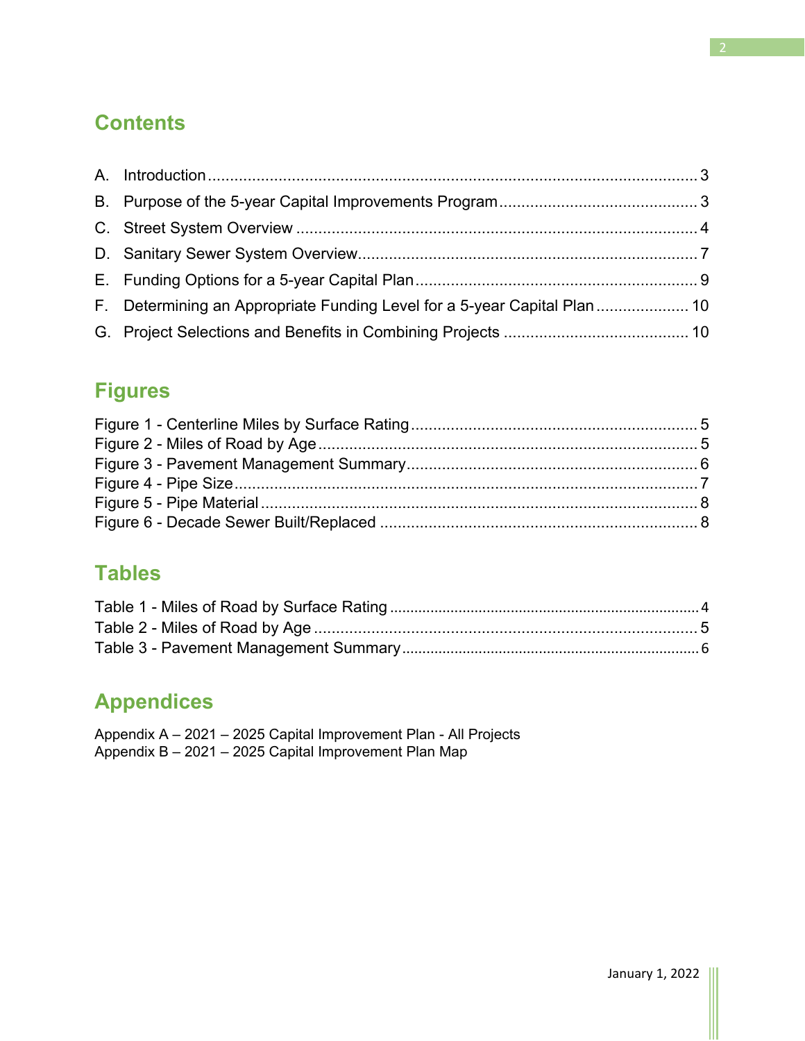## Contents

A. Introduction ........................................................................................................ 3
B. Purpose of the 5-year Capital Improvements Program ........................................ 3
C. Street System Overview ...................................................................................... 4
D. Sanitary Sewer System Overview ........................................................................ 7
E. Funding Options for a 5-year Capital Plan ........................................................... 9
F. Determining an Appropriate Funding Level for a 5-year Capital Plan ................. 10
G. Project Selections and Benefits in Combining Projects ...................................... 10

## Figures

Figure 1 - Centerline Miles by Surface Rating ........................................................ 5
Figure 2 - Miles of Road by Age ............................................................................ 5
Figure 3 - Pavement Management Summary .......................................................... 6
Figure 4 - Pipe Size ............................................................................................... 7
Figure 5 - Pipe Material ......................................................................................... 8
Figure 6 - Decade Sewer Built/Replaced ................................................................ 8

## Tables

Table 1 - Miles of Road by Surface Rating .............................................................. 4
Table 2 - Miles of Road by Age .............................................................................. 5
Table 3 - Pavement Management Summary ............................................................ 6

## Appendices

Appendix A – 2021 – 2025 Capital Improvement Plan - All Projects
Appendix B – 2021 – 2025 Capital Improvement Plan Map

January 1, 2022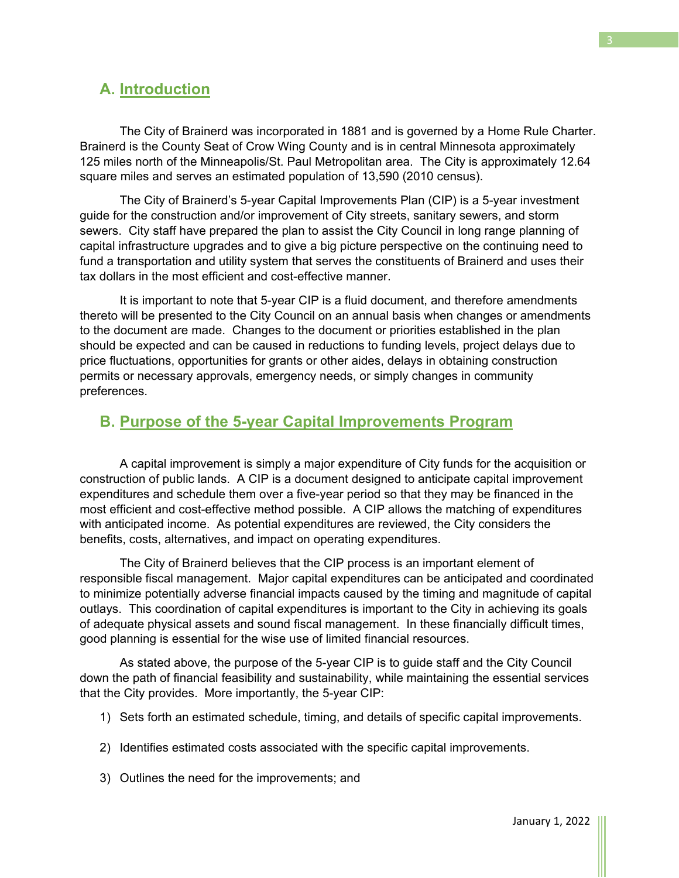## A. Introduction

The City of Brainerd was incorporated in 1881 and is governed by a Home Rule Charter. Brainerd is the County Seat of Crow Wing County and is in central Minnesota approximately 125 miles north of the Minneapolis/St. Paul Metropolitan area. The City is approximately 12.64 square miles and serves an estimated population of 13,590 (2010 census).

The City of Brainerd's 5-year Capital Improvements Plan (CIP) is a 5-year investment guide for the construction and/or improvement of City streets, sanitary sewers, and storm sewers. City staff have prepared the plan to assist the City Council in long range planning of capital infrastructure upgrades and to give a big picture perspective on the continuing need to fund a transportation and utility system that serves the constituents of Brainerd and uses their tax dollars in the most efficient and cost-effective manner.

It is important to note that 5-year CIP is a fluid document, and therefore amendments thereto will be presented to the City Council on an annual basis when changes or amendments to the document are made. Changes to the document or priorities established in the plan should be expected and can be caused in reductions to funding levels, project delays due to price fluctuations, opportunities for grants or other aides, delays in obtaining construction permits or necessary approvals, emergency needs, or simply changes in community preferences.

## B. Purpose of the 5-year Capital Improvements Program

A capital improvement is simply a major expenditure of City funds for the acquisition or construction of public lands. A CIP is a document designed to anticipate capital improvement expenditures and schedule them over a five-year period so that they may be financed in the most efficient and cost-effective method possible. A CIP allows the matching of expenditures with anticipated income. As potential expenditures are reviewed, the City considers the benefits, costs, alternatives, and impact on operating expenditures.

The City of Brainerd believes that the CIP process is an important element of responsible fiscal management. Major capital expenditures can be anticipated and coordinated to minimize potentially adverse financial impacts caused by the timing and magnitude of capital outlays. This coordination of capital expenditures is important to the City in achieving its goals of adequate physical assets and sound fiscal management. In these financially difficult times, good planning is essential for the wise use of limited financial resources.

As stated above, the purpose of the 5-year CIP is to guide staff and the City Council down the path of financial feasibility and sustainability, while maintaining the essential services that the City provides. More importantly, the 5-year CIP:

1) Sets forth an estimated schedule, timing, and details of specific capital improvements.

2) Identifies estimated costs associated with the specific capital improvements.

3) Outlines the need for the improvements; and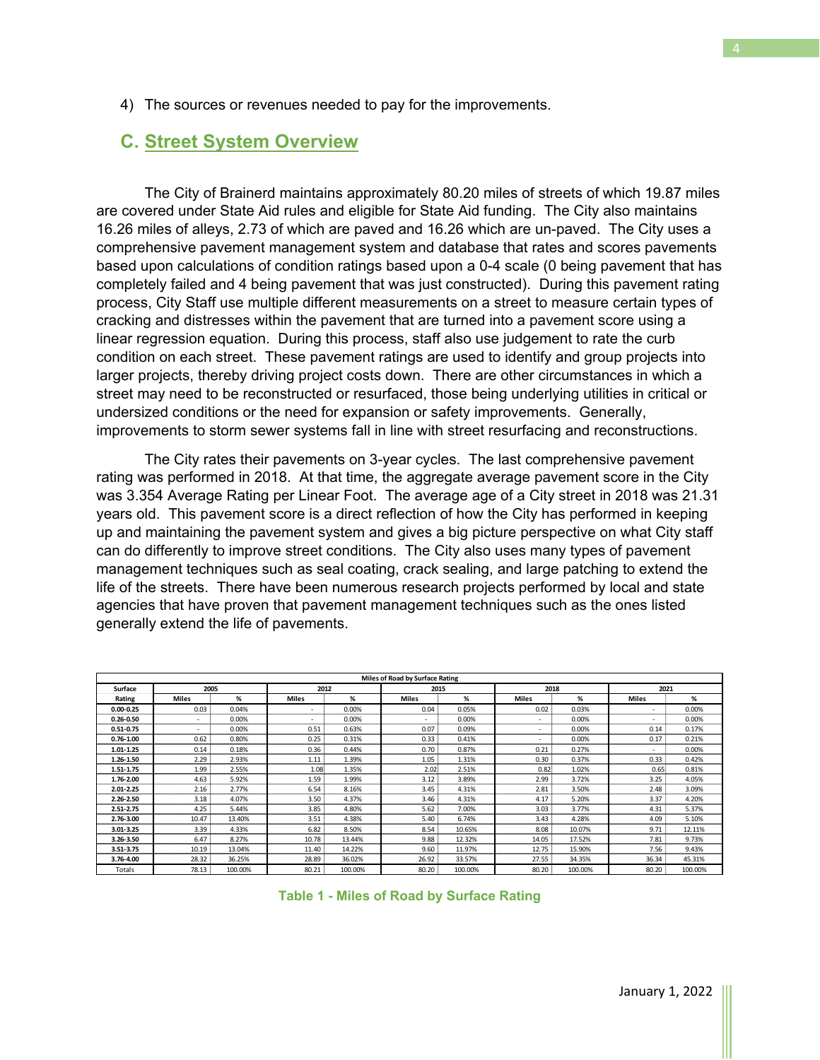4) The sources or revenues needed to pay for the improvements.

## C. Street System Overview

The City of Brainerd maintains approximately 80.20 miles of streets of which 19.87 miles are covered under State Aid rules and eligible for State Aid funding. The City also maintains 16.26 miles of alleys, 2.73 of which are paved and 16.26 which are un-paved. The City uses a comprehensive pavement management system and database that rates and scores pavements based upon calculations of condition ratings based upon a 0-4 scale (0 being pavement that has completely failed and 4 being pavement that was just constructed). During this pavement rating process, City Staff use multiple different measurements on a street to measure certain types of cracking and distresses within the pavement that are turned into a pavement score using a linear regression equation. During this process, staff also use judgement to rate the curb condition on each street. These pavement ratings are used to identify and group projects into larger projects, thereby driving project costs down. There are other circumstances in which a street may need to be reconstructed or resurfaced, those being underlying utilities in critical or undersized conditions or the need for expansion or safety improvements. Generally, improvements to storm sewer systems fall in line with street resurfacing and reconstructions.

The City rates their pavements on 3-year cycles. The last comprehensive pavement rating was performed in 2018. At that time, the aggregate average pavement score in the City was 3.354 Average Rating per Linear Foot. The average age of a City street in 2018 was 21.31 years old. This pavement score is a direct reflection of how the City has performed in keeping up and maintaining the pavement system and gives a big picture perspective on what City staff can do differently to improve street conditions. The City also uses many types of pavement management techniques such as seal coating, crack sealing, and large patching to extend the life of the streets. There have been numerous research projects performed by local and state agencies that have proven that pavement management techniques such as the ones listed generally extend the life of pavements.

| Miles of Road by Surface Rating | | | | | | | | | | |
|---|---|---|---|---|---|---|---|---|---|---|
| Surface | 2005 | | 2012 | | 2015 | | 2018 | | 2021 | |
| Rating | Miles | % | Miles | % | Miles | % | Miles | % | Miles | % |
| **0.00-0.25** | 0.03 | 0.04% | - | 0.00% | 0.04 | 0.05% | 0.02 | 0.03% | - | 0.00% |
| **0.26-0.50** | - | 0.00% | - | 0.00% | - | 0.00% | - | 0.00% | - | 0.00% |
| **0.51-0.75** | - | 0.00% | 0.51 | 0.63% | 0.07 | 0.09% | - | 0.00% | 0.14 | 0.17% |
| **0.76-1.00** | 0.62 | 0.80% | 0.25 | 0.31% | 0.33 | 0.41% | - | 0.00% | 0.17 | 0.21% |
| **1.01-1.25** | 0.14 | 0.18% | 0.36 | 0.44% | 0.70 | 0.87% | 0.21 | 0.27% | - | 0.00% |
| **1.26-1.50** | 2.29 | 2.93% | 1.11 | 1.39% | 1.05 | 1.31% | 0.30 | 0.37% | 0.33 | 0.42% |
| **1.51-1.75** | 1.99 | 2.55% | 1.08 | 1.35% | 2.02 | 2.51% | 0.82 | 1.02% | 0.65 | 0.81% |
| **1.76-2.00** | 4.63 | 5.92% | 1.59 | 1.99% | 3.12 | 3.89% | 2.99 | 3.72% | 3.25 | 4.05% |
| **2.01-2.25** | 2.16 | 2.77% | 6.54 | 8.16% | 3.45 | 4.31% | 2.81 | 3.50% | 2.48 | 3.09% |
| **2.26-2.50** | 3.18 | 4.07% | 3.50 | 4.37% | 3.46 | 4.31% | 4.17 | 5.20% | 3.37 | 4.20% |
| **2.51-2.75** | 4.25 | 5.44% | 3.85 | 4.80% | 5.62 | 7.00% | 3.03 | 3.77% | 4.31 | 5.37% |
| **2.76-3.00** | 10.47 | 13.40% | 3.51 | 4.38% | 5.40 | 6.74% | 3.43 | 4.28% | 4.09 | 5.10% |
| **3.01-3.25** | 3.39 | 4.33% | 6.82 | 8.50% | 8.54 | 10.65% | 8.08 | 10.07% | 9.71 | 12.11% |
| **3.26-3.50** | 6.47 | 8.27% | 10.78 | 13.44% | 9.88 | 12.32% | 14.05 | 17.52% | 7.81 | 9.73% |
| **3.51-3.75** | 10.19 | 13.04% | 11.40 | 14.22% | 9.60 | 11.97% | 12.75 | 15.90% | 7.56 | 9.43% |
| **3.76-4.00** | 28.32 | 36.25% | 28.89 | 36.02% | 26.92 | 33.57% | 27.55 | 34.35% | 36.34 | 45.31% |
| Totals | 78.13 | 100.00% | 80.21 | 100.00% | 80.20 | 100.00% | 80.20 | 100.00% | 80.20 | 100.00% |

**Table 1 - Miles of Road by Surface Rating**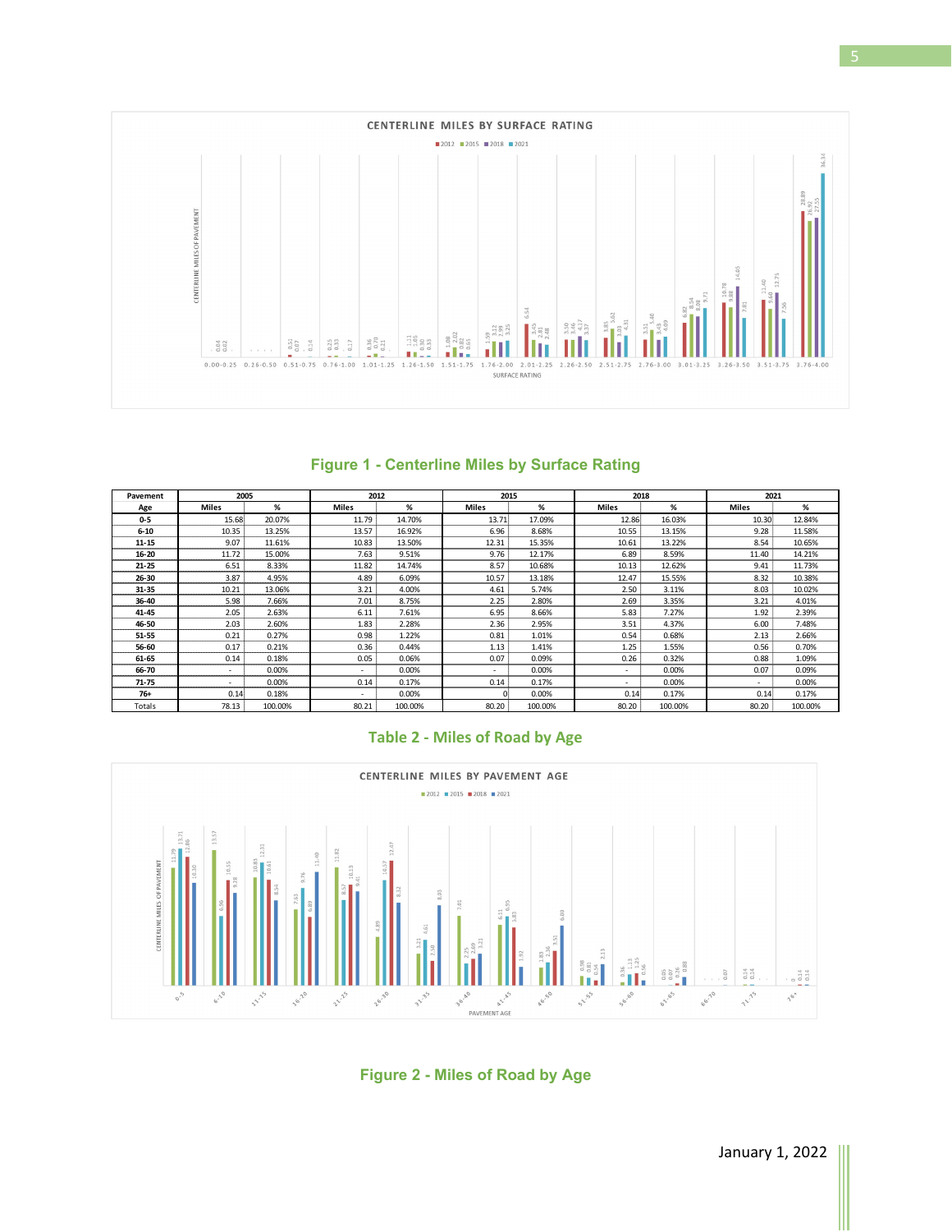Figure 1 - Centerline Miles by Surface Rating

| Pavement Age | 2005 | | 2012 | | 2015 | | 2018 | | 2021 | |
|---|---|---|---|---|---|---|---|---|---|---|
| | Miles | % | Miles | % | Miles | % | Miles | % | Miles | % |
| 0-5 | 15.68 | 20.07% | 11.79 | 14.70% | 13.71 | 17.09% | 12.86 | 16.03% | 10.30 | 12.84% |
| 6-10 | 10.35 | 13.25% | 13.57 | 16.92% | 6.96 | 8.68% | 10.55 | 13.15% | 9.28 | 11.58% |
| 11-15 | 9.07 | 11.61% | 10.83 | 13.50% | 12.31 | 15.35% | 10.61 | 13.22% | 8.54 | 10.65% |
| 16-20 | 11.72 | 15.00% | 7.63 | 9.51% | 9.76 | 12.17% | 6.89 | 8.59% | 11.40 | 14.21% |
| 21-25 | 6.51 | 8.33% | 11.82 | 14.74% | 8.57 | 10.68% | 10.13 | 12.62% | 9.41 | 11.73% |
| 26-30 | 3.87 | 4.95% | 4.89 | 6.09% | 10.57 | 13.18% | 12.47 | 15.55% | 8.32 | 10.38% |
| 31-35 | 10.21 | 13.06% | 3.21 | 4.00% | 4.61 | 5.74% | 2.50 | 3.11% | 8.03 | 10.02% |
| 36-40 | 5.98 | 7.66% | 7.01 | 8.75% | 2.25 | 2.80% | 2.69 | 3.35% | 3.21 | 4.01% |
| 41-45 | 2.05 | 2.63% | 6.11 | 7.61% | 6.95 | 8.66% | 5.83 | 7.27% | 1.92 | 2.39% |
| 46-50 | 2.03 | 2.60% | 1.83 | 2.28% | 2.36 | 2.95% | 3.51 | 4.37% | 6.00 | 7.48% |
| 51-55 | 0.21 | 0.27% | 0.98 | 1.22% | 0.81 | 1.01% | 0.54 | 0.68% | 2.13 | 2.66% |
| 56-60 | 0.17 | 0.21% | 0.36 | 0.44% | 1.13 | 1.41% | 1.25 | 1.55% | 0.56 | 0.70% |
| 61-65 | 0.14 | 0.18% | 0.05 | 0.06% | 0.07 | 0.09% | 0.26 | 0.32% | 0.88 | 1.09% |
| 66-70 | - | 0.00% | - | 0.00% | - | 0.00% | - | 0.00% | 0.07 | 0.09% |
| 71-75 | - | 0.00% | 0.14 | 0.17% | 0.14 | 0.17% | - | 0.00% | - | 0.00% |
| 76+ | 0.14 | 0.18% | - | 0.00% | 0 | 0.00% | 0.14 | 0.17% | 0.14 | 0.17% |
| Totals | 78.13 | 100.00% | 80.21 | 100.00% | 80.20 | 100.00% | 80.20 | 100.00% | 80.20 | 100.00% |

Table 2 - Miles of Road by Age

Figure 2 - Miles of Road by Age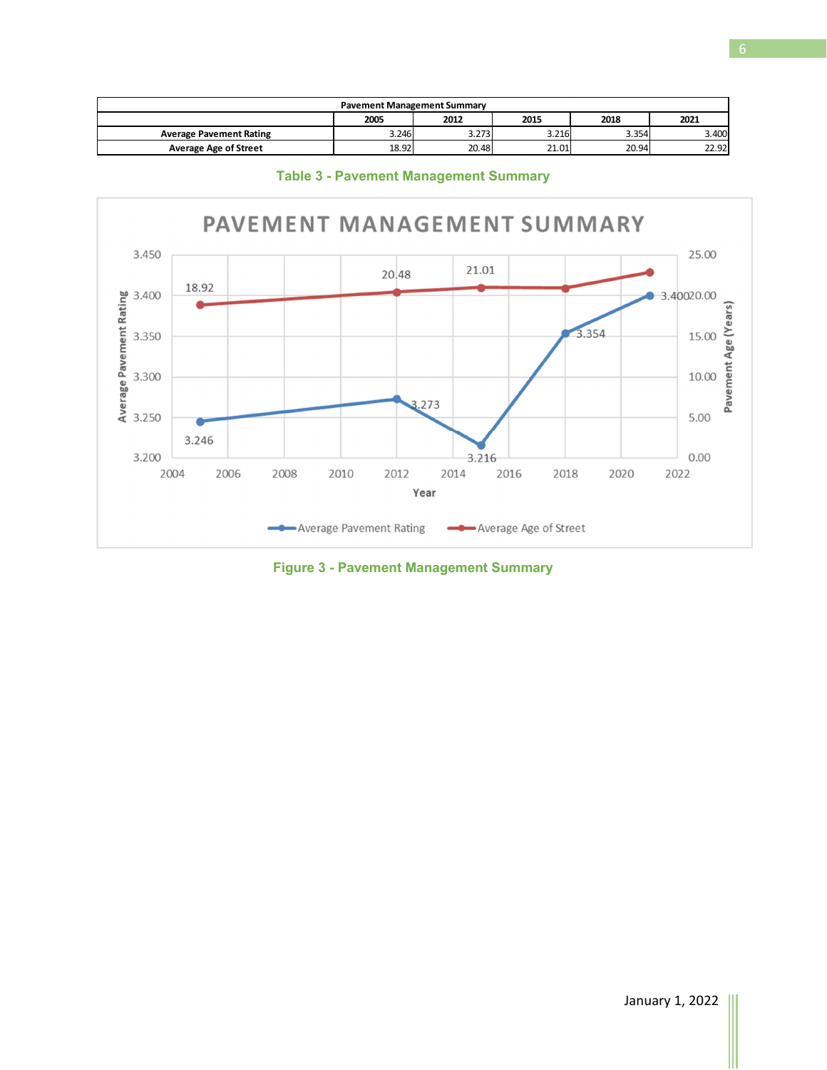| Pavement Management Summary | | | | | |
|---|---|---|---|---|---|
| | 2005 | 2012 | 2015 | 2018 | 2021 |
| Average Pavement Rating | 3.246 | 3.273 | 3.216 | 3.354 | 3.400 |
| Average Age of Street | 18.92 | 20.48 | 21.01 | 20.94 | 22.92 |

Table 3 - Pavement Management Summary

Figure 3 - Pavement Management Summary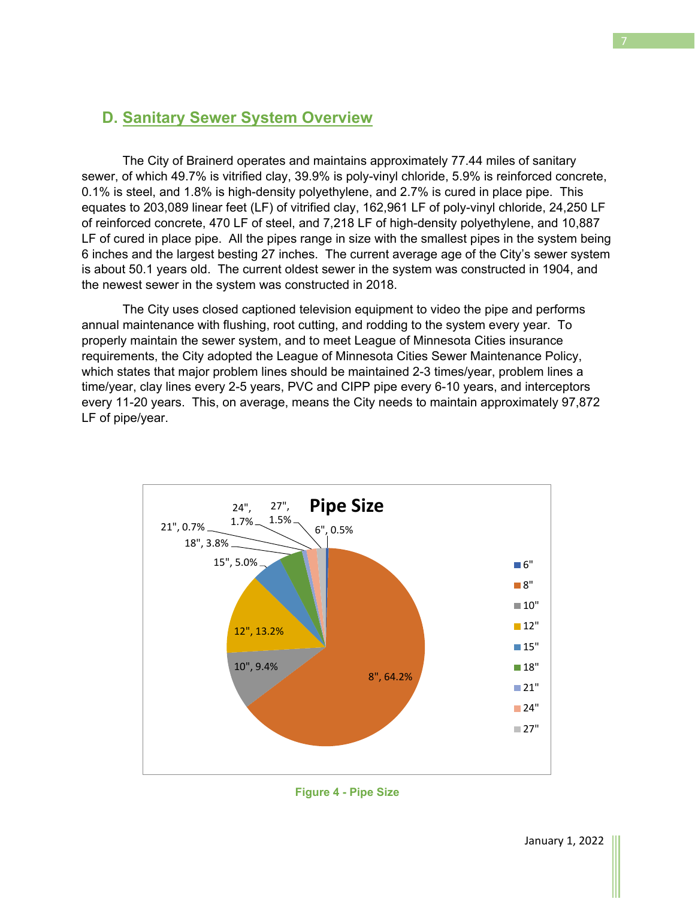## D. Sanitary Sewer System Overview

The City of Brainerd operates and maintains approximately 77.44 miles of sanitary sewer, of which 49.7% is vitrified clay, 39.9% is poly-vinyl chloride, 5.9% is reinforced concrete, 0.1% is steel, and 1.8% is high-density polyethylene, and 2.7% is cured in place pipe. This equates to 203,089 linear feet (LF) of vitrified clay, 162,961 LF of poly-vinyl chloride, 24,250 LF of reinforced concrete, 470 LF of steel, and 7,218 LF of high-density polyethylene, and 10,887 LF of cured in place pipe. All the pipes range in size with the smallest pipes in the system being 6 inches and the largest besting 27 inches. The current average age of the City's sewer system is about 50.1 years old. The current oldest sewer in the system was constructed in 1904, and the newest sewer in the system was constructed in 2018.

The City uses closed captioned television equipment to video the pipe and performs annual maintenance with flushing, root cutting, and rodding to the system every year. To properly maintain the sewer system, and to meet League of Minnesota Cities insurance requirements, the City adopted the League of Minnesota Cities Sewer Maintenance Policy, which states that major problem lines should be maintained 2-3 times/year, problem lines a time/year, clay lines every 2-5 years, PVC and CIPP pipe every 6-10 years, and interceptors every 11-20 years. This, on average, means the City needs to maintain approximately 97,872 LF of pipe/year.

**Pipe Size**

| Pipe Size | Percent |
|---|---|
| 6" | 0.5% |
| 8" | 64.2% |
| 10" | 9.4% |
| 12" | 13.2% |
| 15" | 5.0% |
| 18" | 3.8% |
| 21" | 0.7% |
| 24" | 1.7% |
| 27" | 1.5% |

Figure 4 - Pipe Size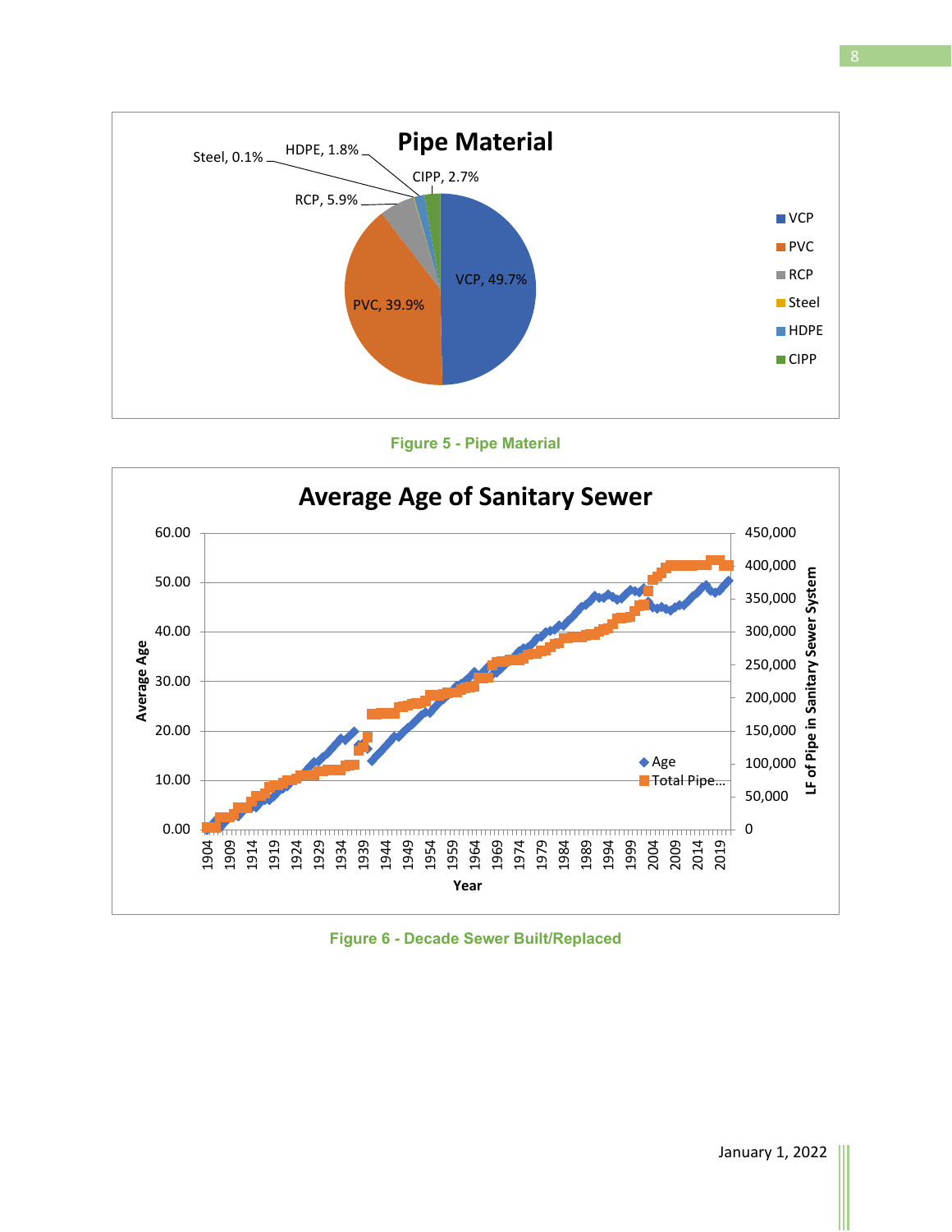Figure 5 - Pipe Material

Figure 6 - Decade Sewer Built/Replaced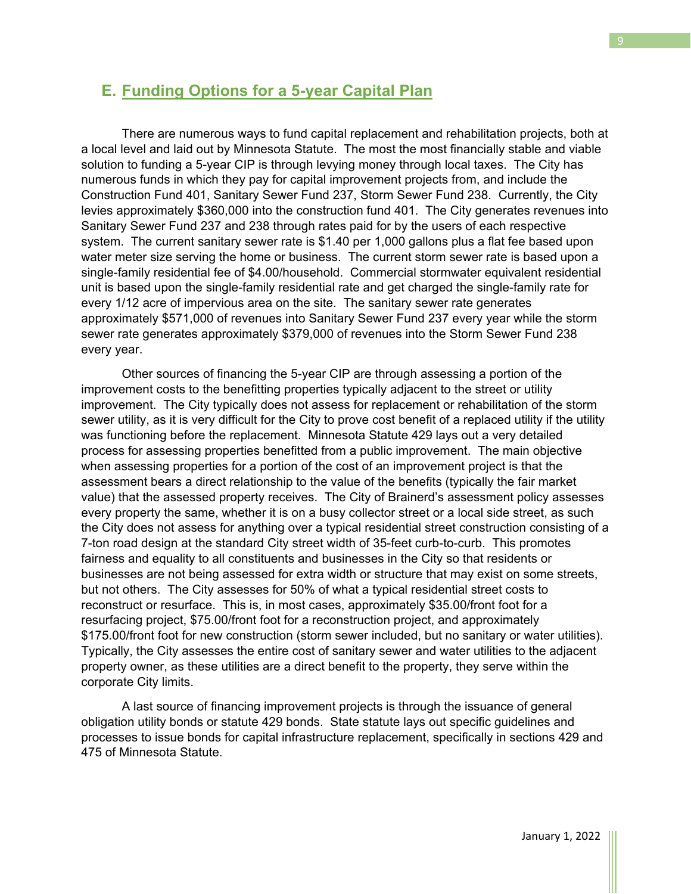## E. Funding Options for a 5-year Capital Plan

There are numerous ways to fund capital replacement and rehabilitation projects, both at a local level and laid out by Minnesota Statute. The most the most financially stable and viable solution to funding a 5-year CIP is through levying money through local taxes. The City has numerous funds in which they pay for capital improvement projects from, and include the Construction Fund 401, Sanitary Sewer Fund 237, Storm Sewer Fund 238. Currently, the City levies approximately $360,000 into the construction fund 401. The City generates revenues into Sanitary Sewer Fund 237 and 238 through rates paid for by the users of each respective system. The current sanitary sewer rate is $1.40 per 1,000 gallons plus a flat fee based upon water meter size serving the home or business. The current storm sewer rate is based upon a single-family residential fee of $4.00/household. Commercial stormwater equivalent residential unit is based upon the single-family residential rate and get charged the single-family rate for every 1/12 acre of impervious area on the site. The sanitary sewer rate generates approximately $571,000 of revenues into Sanitary Sewer Fund 237 every year while the storm sewer rate generates approximately $379,000 of revenues into the Storm Sewer Fund 238 every year.

Other sources of financing the 5-year CIP are through assessing a portion of the improvement costs to the benefitting properties typically adjacent to the street or utility improvement. The City typically does not assess for replacement or rehabilitation of the storm sewer utility, as it is very difficult for the City to prove cost benefit of a replaced utility if the utility was functioning before the replacement. Minnesota Statute 429 lays out a very detailed process for assessing properties benefitted from a public improvement. The main objective when assessing properties for a portion of the cost of an improvement project is that the assessment bears a direct relationship to the value of the benefits (typically the fair market value) that the assessed property receives. The City of Brainerd's assessment policy assesses every property the same, whether it is on a busy collector street or a local side street, as such the City does not assess for anything over a typical residential street construction consisting of a 7-ton road design at the standard City street width of 35-feet curb-to-curb. This promotes fairness and equality to all constituents and businesses in the City so that residents or businesses are not being assessed for extra width or structure that may exist on some streets, but not others. The City assesses for 50% of what a typical residential street costs to reconstruct or resurface. This is, in most cases, approximately $35.00/front foot for a resurfacing project, $75.00/front foot for a reconstruction project, and approximately $175.00/front foot for new construction (storm sewer included, but no sanitary or water utilities). Typically, the City assesses the entire cost of sanitary sewer and water utilities to the adjacent property owner, as these utilities are a direct benefit to the property, they serve within the corporate City limits.

A last source of financing improvement projects is through the issuance of general obligation utility bonds or statute 429 bonds. State statute lays out specific guidelines and processes to issue bonds for capital infrastructure replacement, specifically in sections 429 and 475 of Minnesota Statute.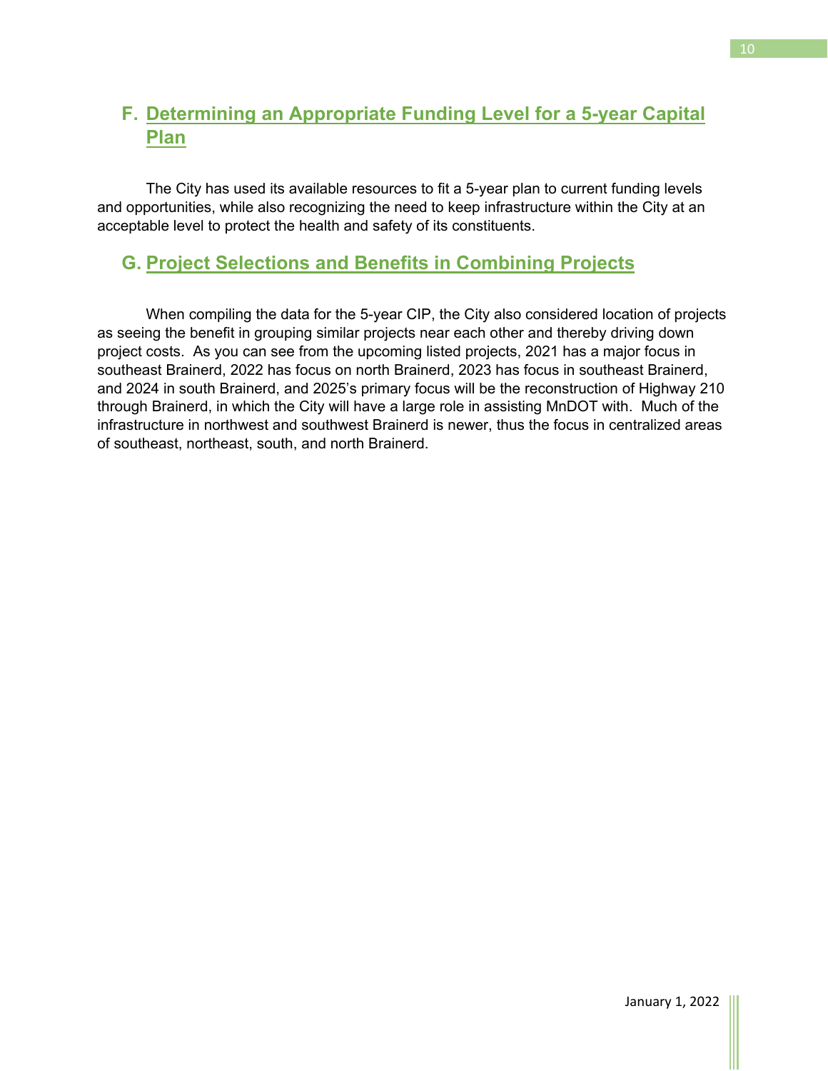## F. Determining an Appropriate Funding Level for a 5-year Capital Plan

The City has used its available resources to fit a 5-year plan to current funding levels and opportunities, while also recognizing the need to keep infrastructure within the City at an acceptable level to protect the health and safety of its constituents.

## G. Project Selections and Benefits in Combining Projects

When compiling the data for the 5-year CIP, the City also considered location of projects as seeing the benefit in grouping similar projects near each other and thereby driving down project costs. As you can see from the upcoming listed projects, 2021 has a major focus in southeast Brainerd, 2022 has focus on north Brainerd, 2023 has focus in southeast Brainerd, and 2024 in south Brainerd, and 2025's primary focus will be the reconstruction of Highway 210 through Brainerd, in which the City will have a large role in assisting MnDOT with. Much of the infrastructure in northwest and southwest Brainerd is newer, thus the focus in centralized areas of southeast, northeast, south, and north Brainerd.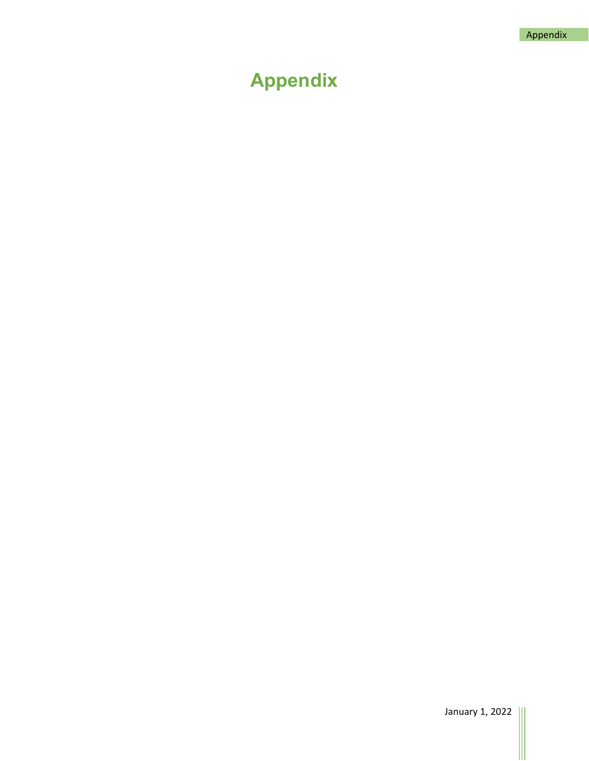# Appendix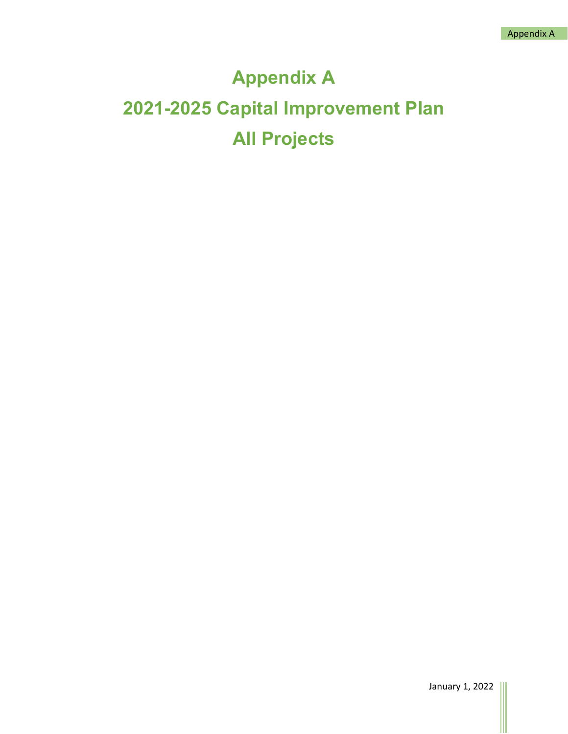# Appendix A

# 2021-2025 Capital Improvement Plan

# All Projects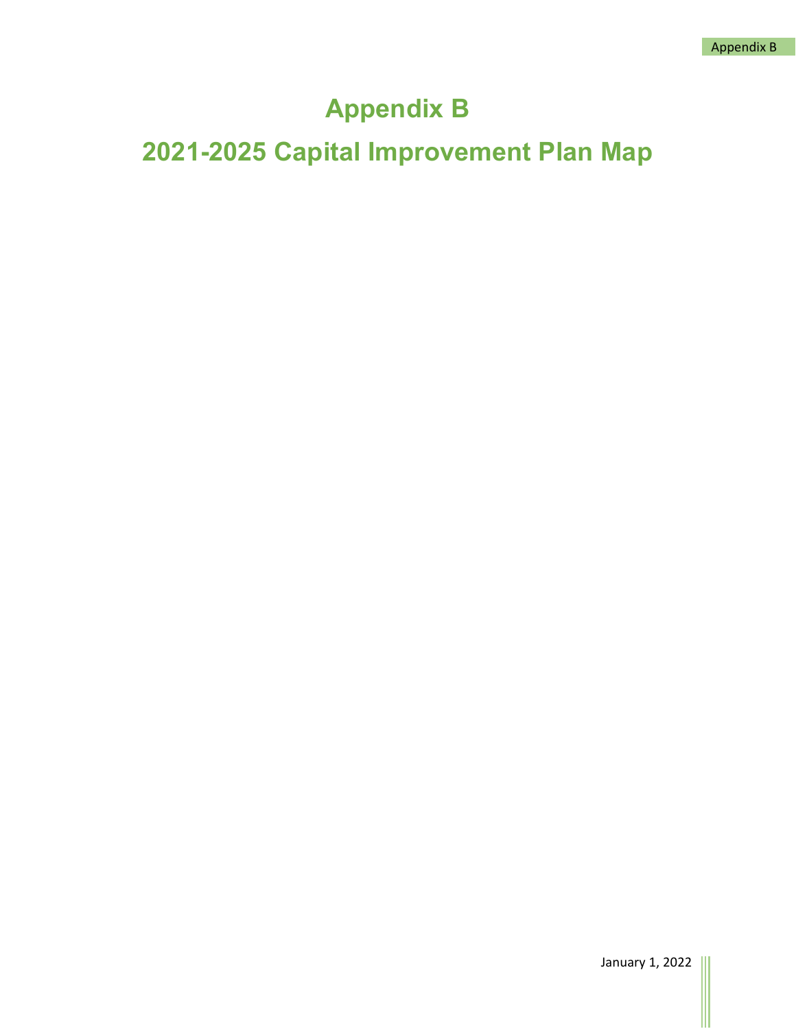# Appendix B

# 2021-2025 Capital Improvement Plan Map